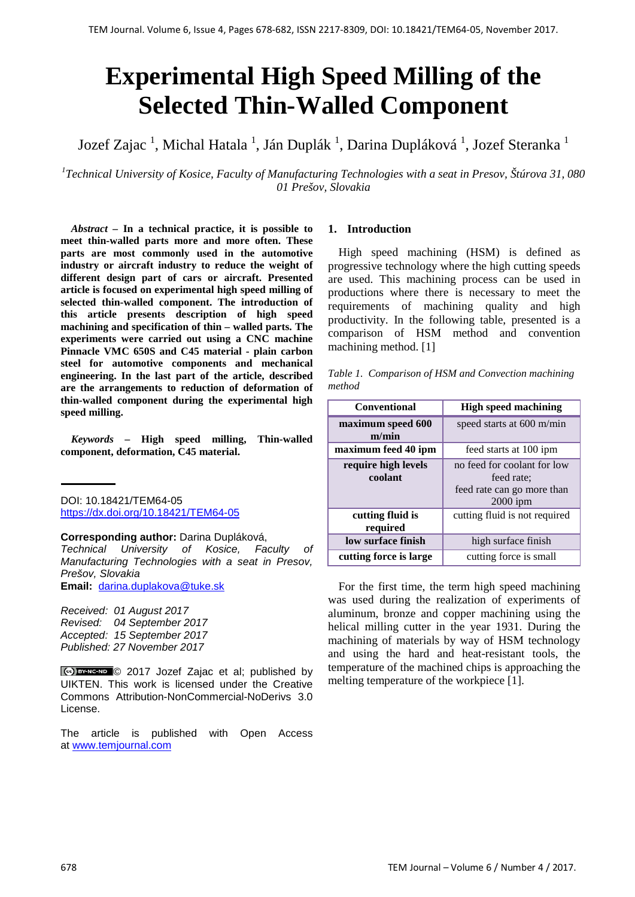# Experimental High Speed Milling of the Selected Thin-Walled Component

Jozef Zajac [1], Michal Hatala [1], Ján Duplák [1], Darina Dupláková [1], Jozef Steranka [1]

[1] *Technical University of Kosice, Faculty of Manufacturing Technologies with a seat in Presov, Štúrova 31, 080 01 Prešov, Slovakia*

***Abstract*** **– In a technical practice, it is possible to meet thin-walled parts more and more often. These parts are most commonly used in the automotive industry or aircraft industry to reduce the weight of different design part of cars or aircraft. Presented article is focused on experimental high speed milling of selected thin-walled component. The introduction of this article presents description of high speed machining and specification of thin – walled parts. The experiments were carried out using a CNC machine Pinnacle VMC 650S and C45 material - plain carbon steel for automotive components and mechanical engineering. In the last part of the article, described are the arrangements to reduction of deformation of thin-walled component during the experimental high speed milling.**

***Keywords*** **– High speed milling, Thin-walled component, deformation, C45 material.**

DOI: 10.18421/TEM64-05
https://dx.doi.org/10.18421/TEM64-05

**Corresponding author:** Darina Dupláková,
*Technical University of Kosice, Faculty of Manufacturing Technologies with a seat in Presov, Prešov, Slovakia*
**Email:** darina.duplakova@tuke.sk

*Received: 01 August 2017*
*Revised: 04 September 2017*
*Accepted: 15 September 2017*
*Published: 27 November 2017*

© 2017 Jozef Zajac et al; published by UIKTEN. This work is licensed under the Creative Commons Attribution-NonCommercial-NoDerivs 3.0 License.

The article is published with Open Access at www.temjournal.com

## 1. Introduction

High speed machining (HSM) is defined as progressive technology where the high cutting speeds are used. This machining process can be used in productions where there is necessary to meet the requirements of machining quality and high productivity. In the following table, presented is a comparison of HSM method and convention machining method. [1]

*Table 1. Comparison of HSM and Convection machining method*

| Conventional | High speed machining |
|---|---|
| **maximum speed 600 m/min** | speed starts at 600 m/min |
| **maximum feed 40 ipm** | feed starts at 100 ipm |
| **require high levels coolant** | no feed for coolant for low feed rate; feed rate can go more than 2000 ipm |
| **cutting fluid is required** | cutting fluid is not required |
| **low surface finish** | high surface finish |
| **cutting force is large** | cutting force is small |

For the first time, the term high speed machining was used during the realization of experiments of aluminum, bronze and copper machining using the helical milling cutter in the year 1931. During the machining of materials by way of HSM technology and using the hard and heat-resistant tools, the temperature of the machined chips is approaching the melting temperature of the workpiece [1].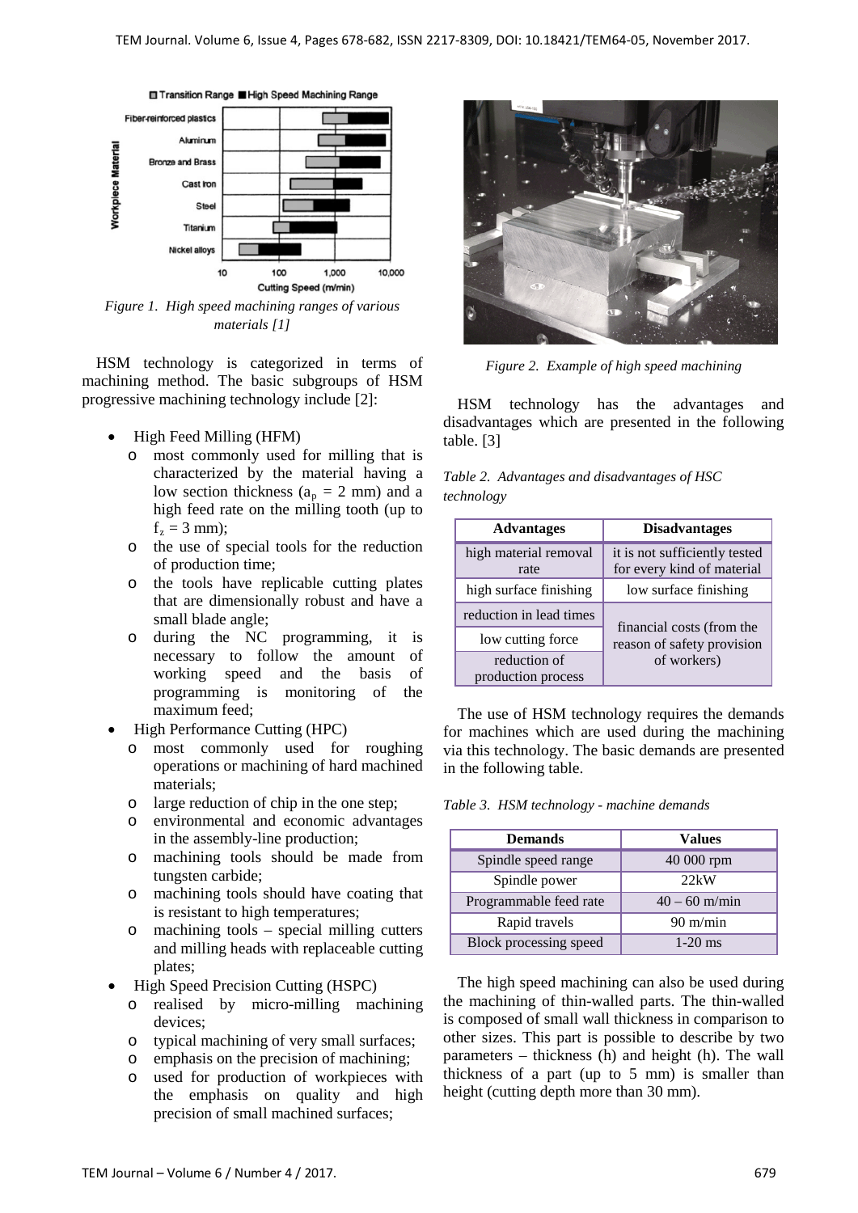Figure 1. High speed machining ranges of various materials [1]

HSM technology is categorized in terms of machining method. The basic subgroups of HSM progressive machining technology include [2]:

- High Feed Milling (HFM)
  - most commonly used for milling that is characterized by the material having a low section thickness ($a_p$ = 2 mm) and a high feed rate on the milling tooth (up to $f_z$ = 3 mm);
  - the use of special tools for the reduction of production time;
  - the tools have replicable cutting plates that are dimensionally robust and have a small blade angle;
  - during the NC programming, it is necessary to follow the amount of working speed and the basis of programming is monitoring of the maximum feed;
- High Performance Cutting (HPC)
  - most commonly used for roughing operations or machining of hard machined materials;
  - large reduction of chip in the one step;
  - environmental and economic advantages in the assembly-line production;
  - machining tools should be made from tungsten carbide;
  - machining tools should have coating that is resistant to high temperatures;
  - machining tools – special milling cutters and milling heads with replaceable cutting plates;
- High Speed Precision Cutting (HSPC)
  - realised by micro-milling machining devices;
  - typical machining of very small surfaces;
  - emphasis on the precision of machining;
  - used for production of workpieces with the emphasis on quality and high precision of small machined surfaces;

Figure 2. Example of high speed machining

HSM technology has the advantages and disadvantages which are presented in the following table. [3]

*Table 2. Advantages and disadvantages of HSC technology*

| Advantages | Disadvantages |
|---|---|
| high material removal rate | it is not sufficiently tested for every kind of material |
| high surface finishing | low surface finishing |
| reduction in lead times | financial costs (from the reason of safety provision of workers) |
| low cutting force | |
| reduction of production process | |

The use of HSM technology requires the demands for machines which are used during the machining via this technology. The basic demands are presented in the following table.

*Table 3. HSM technology - machine demands*

| Demands | Values |
|---|---|
| Spindle speed range | 40 000 rpm |
| Spindle power | 22kW |
| Programmable feed rate | 40 – 60 m/min |
| Rapid travels | 90 m/min |
| Block processing speed | 1-20 ms |

The high speed machining can also be used during the machining of thin-walled parts. The thin-walled is composed of small wall thickness in comparison to other sizes. This part is possible to describe by two parameters – thickness (h) and height (h). The wall thickness of a part (up to 5 mm) is smaller than height (cutting depth more than 30 mm).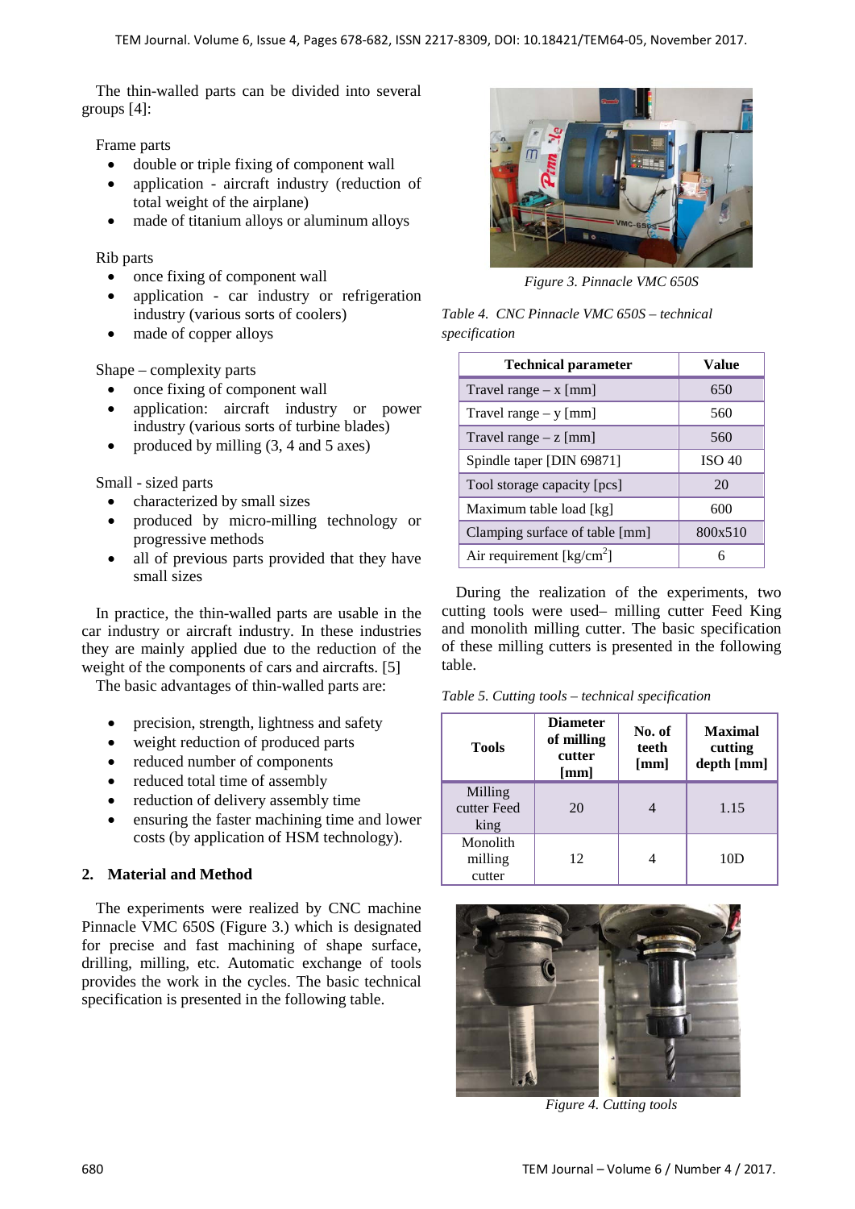The thin-walled parts can be divided into several groups [4]:

Frame parts

- double or triple fixing of component wall
- application - aircraft industry (reduction of total weight of the airplane)
- made of titanium alloys or aluminum alloys

Rib parts

- once fixing of component wall
- application - car industry or refrigeration industry (various sorts of coolers)
- made of copper alloys

Shape – complexity parts

- once fixing of component wall
- application: aircraft industry or power industry (various sorts of turbine blades)
- produced by milling (3, 4 and 5 axes)

Small - sized parts

- characterized by small sizes
- produced by micro-milling technology or progressive methods
- all of previous parts provided that they have small sizes

In practice, the thin-walled parts are usable in the car industry or aircraft industry. In these industries they are mainly applied due to the reduction of the weight of the components of cars and aircrafts. [5]

The basic advantages of thin-walled parts are:

- precision, strength, lightness and safety
- weight reduction of produced parts
- reduced number of components
- reduced total time of assembly
- reduction of delivery assembly time
- ensuring the faster machining time and lower costs (by application of HSM technology).

## 2. Material and Method

The experiments were realized by CNC machine Pinnacle VMC 650S (Figure 3.) which is designated for precise and fast machining of shape surface, drilling, milling, etc. Automatic exchange of tools provides the work in the cycles. The basic technical specification is presented in the following table.

*Figure 3. Pinnacle VMC 650S*

*Table 4. CNC Pinnacle VMC 650S – technical specification*

| Technical parameter | Value |
|---|---|
| Travel range – x [mm] | 650 |
| Travel range – y [mm] | 560 |
| Travel range – z [mm] | 560 |
| Spindle taper [DIN 69871] | ISO 40 |
| Tool storage capacity [pcs] | 20 |
| Maximum table load [kg] | 600 |
| Clamping surface of table [mm] | 800x510 |
| Air requirement [kg/cm$^2$] | 6 |

During the realization of the experiments, two cutting tools were used– milling cutter Feed King and monolith milling cutter. The basic specification of these milling cutters is presented in the following table.

*Table 5. Cutting tools – technical specification*

| Tools | Diameter of milling cutter [mm] | No. of teeth [mm] | Maximal cutting depth [mm] |
|---|---|---|---|
| Milling cutter Feed king | 20 | 4 | 1.15 |
| Monolith milling cutter | 12 | 4 | 10D |

*Figure 4. Cutting tools*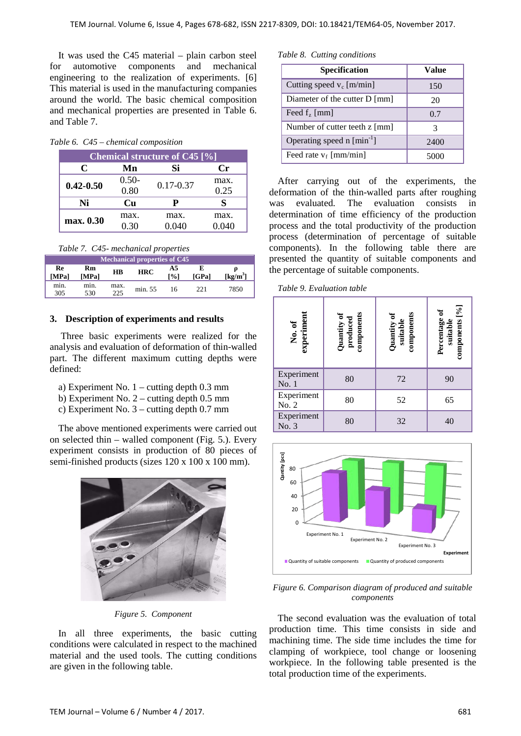It was used the C45 material – plain carbon steel for automotive components and mechanical engineering to the realization of experiments. [6] This material is used in the manufacturing companies around the world. The basic chemical composition and mechanical properties are presented in Table 6. and Table 7.

*Table 6. C45 – chemical composition*

| Chemical structure of C45 [%] | | | |
|---|---|---|---|
| **C** | **Mn** | **Si** | **Cr** |
| **0.42-0.50** | 0.50-0.80 | 0.17-0.37 | max. 0.25 |
| **Ni** | **Cu** | **P** | **S** |
| **max. 0.30** | max. 0.30 | max. 0.040 | max. 0.040 |

*Table 7. C45- mechanical properties*

| Mechanical properties of C45 | | | | | | |
|---|---|---|---|---|---|---|
| **Re [MPa]** | **Rm [MPa]** | **HB** | **HRC** | **A5 [%]** | **E [GPa]** | **ρ [kg/m³]** |
| min. 305 | min. 530 | max. 225 | min. 55 | 16 | 221 | 7850 |

## 3. Description of experiments and results

Three basic experiments were realized for the analysis and evaluation of deformation of thin-walled part. The different maximum cutting depths were defined:

a) Experiment No. 1 – cutting depth 0.3 mm
b) Experiment No. 2 – cutting depth 0.5 mm
c) Experiment No. 3 – cutting depth 0.7 mm

The above mentioned experiments were carried out on selected thin – walled component (Fig. 5.). Every experiment consists in production of 80 pieces of semi-finished products (sizes 120 x 100 x 100 mm).

*Figure 5. Component*

In all three experiments, the basic cutting conditions were calculated in respect to the machined material and the used tools. The cutting conditions are given in the following table.

*Table 8. Cutting conditions*

| Specification | Value |
|---|---|
| Cutting speed $v_c$ [m/min] | 150 |
| Diameter of the cutter D [mm] | 20 |
| Feed $f_z$ [mm] | 0.7 |
| Number of cutter teeth z [mm] | 3 |
| Operating speed n [min$^{-1}$] | 2400 |
| Feed rate $v_f$ [mm/min] | 5000 |

After carrying out of the experiments, the deformation of the thin-walled parts after roughing was evaluated. The evaluation consists in determination of time efficiency of the production process and the total productivity of the production process (determination of percentage of suitable components). In the following table there are presented the quantity of suitable components and the percentage of suitable components.

*Table 9. Evaluation table*

| No. of experiment | Quantity of produced components | Quantity of suitable components | Percentage of suitable components [%] |
|---|---|---|---|
| Experiment No. 1 | 80 | 72 | 90 |
| Experiment No. 2 | 80 | 52 | 65 |
| Experiment No. 3 | 80 | 32 | 40 |

*Figure 6. Comparison diagram of produced and suitable components*

The second evaluation was the evaluation of total production time. This time consists in side and machining time. The side time includes the time for clamping of workpiece, tool change or loosening workpiece. In the following table presented is the total production time of the experiments.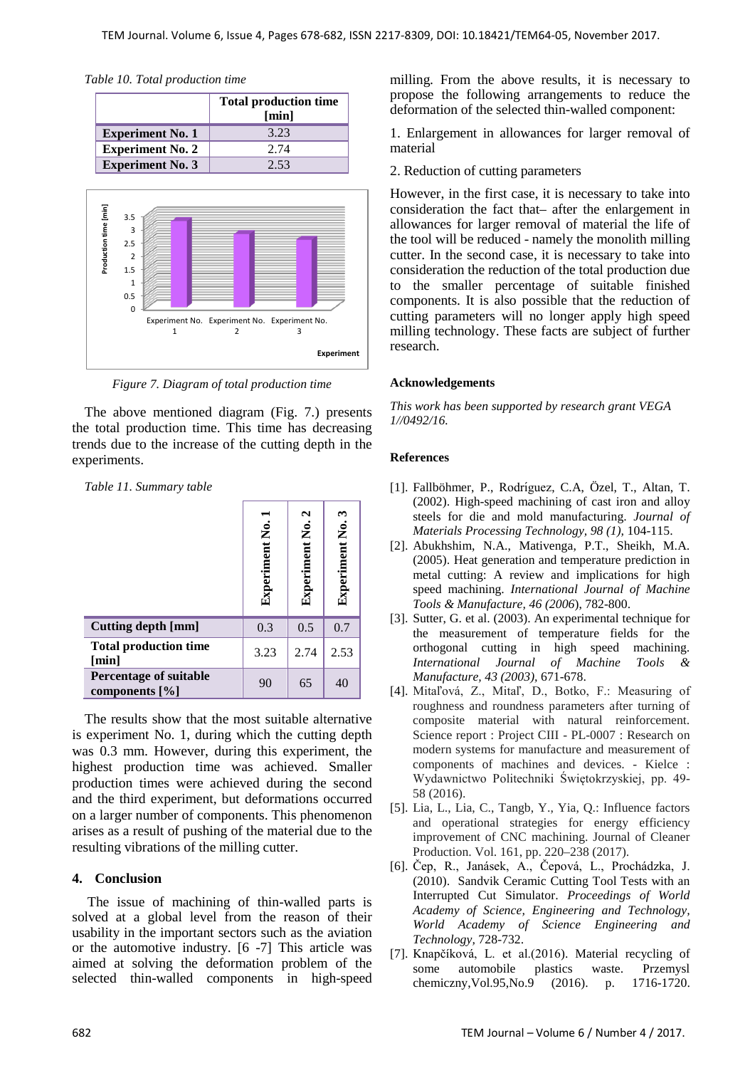*Table 10. Total production time*

| | Total production time [min] |
|---|---|
| **Experiment No. 1** | 3.23 |
| **Experiment No. 2** | 2.74 |
| **Experiment No. 3** | 2.53 |

Production time [min]

3.5
3
2.5
2
1.5
1
0.5
0

Experiment No. 1 Experiment No. 2 Experiment No. 3

Experiment

*Figure 7. Diagram of total production time*

The above mentioned diagram (Fig. 7.) presents the total production time. This time has decreasing trends due to the increase of the cutting depth in the experiments.

*Table 11. Summary table*

| | Experiment No. 1 | Experiment No. 2 | Experiment No. 3 |
|---|---|---|---|
| **Cutting depth [mm]** | 0.3 | 0.5 | 0.7 |
| **Total production time [min]** | 3.23 | 2.74 | 2.53 |
| **Percentage of suitable components [%]** | 90 | 65 | 40 |

The results show that the most suitable alternative is experiment No. 1, during which the cutting depth was 0.3 mm. However, during this experiment, the highest production time was achieved. Smaller production times were achieved during the second and the third experiment, but deformations occurred on a larger number of components. This phenomenon arises as a result of pushing of the material due to the resulting vibrations of the milling cutter.

## 4. Conclusion

The issue of machining of thin-walled parts is solved at a global level from the reason of their usability in the important sectors such as the aviation or the automotive industry. [6 -7] This article was aimed at solving the deformation problem of the selected thin-walled components in high-speed milling. From the above results, it is necessary to propose the following arrangements to reduce the deformation of the selected thin-walled component:

1. Enlargement in allowances for larger removal of material

2. Reduction of cutting parameters

However, in the first case, it is necessary to take into consideration the fact that– after the enlargement in allowances for larger removal of material the life of the tool will be reduced - namely the monolith milling cutter. In the second case, it is necessary to take into consideration the reduction of the total production due to the smaller percentage of suitable finished components. It is also possible that the reduction of cutting parameters will no longer apply high speed milling technology. These facts are subject of further research.

#### Acknowledgements

*This work has been supported by research grant VEGA 1//0492/16.*

#### References

[1]. Fallböhmer, P., Rodríguez, C.A, Özel, T., Altan, T. (2002). High-speed machining of cast iron and alloy steels for die and mold manufacturing. *Journal of Materials Processing Technology, 98 (1),* 104-115.

[2]. Abukhshim, N.A., Mativenga, P.T., Sheikh, M.A. (2005). Heat generation and temperature prediction in metal cutting: A review and implications for high speed machining. *International Journal of Machine Tools & Manufacture, 46 (2006*), 782-800.

[3]. Sutter, G. et al. (2003). An experimental technique for the measurement of temperature fields for the orthogonal cutting in high speed machining. *International Journal of Machine Tools & Manufacture, 43 (2003),* 671-678.

[4]. Mitaľová, Z., Mitaľ, D., Botko, F.: Measuring of roughness and roundness parameters after turning of composite material with natural reinforcement. Science report : Project CIII - PL-0007 : Research on modern systems for manufacture and measurement of components of machines and devices. - Kielce : Wydawnictwo Politechniki Świętokrzyskiej, pp. 49-58 (2016).

[5]. Lia, L., Lia, C., Tangb, Y., Yia, Q.: Influence factors and operational strategies for energy efficiency improvement of CNC machining. Journal of Cleaner Production. Vol. 161, pp. 220–238 (2017).

[6]. Čep, R., Janásek, A., Čepová, L., Procházka, J. (2010). Sandvik Ceramic Cutting Tool Tests with an Interrupted Cut Simulator. *Proceedings of World Academy of Science, Engineering and Technology, World Academy of Science Engineering and Technology,* 728-732.

[7]. Knapčíková, L. et al.(2016). Material recycling of some automobile plastics waste. Przemysl chemiczny,Vol.95,No.9 (2016). p. 1716-1720.